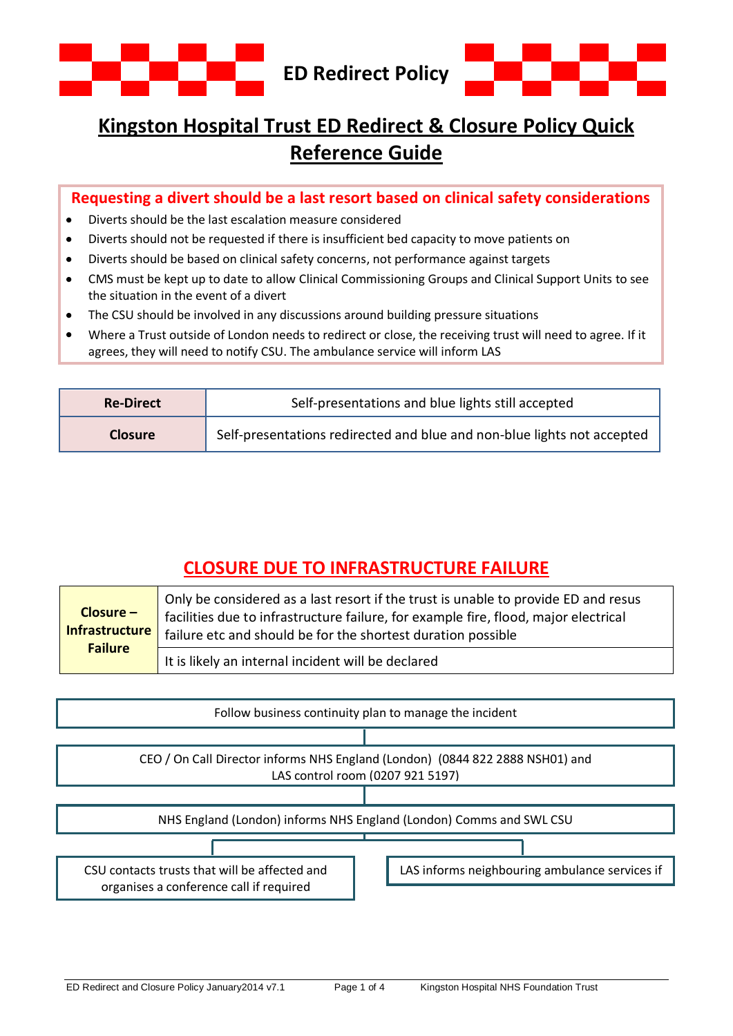# ED Redirect Policy

## Kingston Hospital Trust ED Redirect & Closure Policy Quick Reference Guide

**Requesting a divert should be a last resort based on clinical safety considerations**

- Diverts should be the last escalation measure considered
- Diverts should not be requested if there is insufficient bed capacity to move patients on
- Diverts should be based on clinical safety concerns, not performance against targets
- CMS must be kept up to date to allow Clinical Commissioning Groups and Clinical Support Units to see the situation in the event of a divert
- The CSU should be involved in any discussions around building pressure situations
- Where a Trust outside of London needs to redirect or close, the receiving trust will need to agree. If it agrees, they will need to notify CSU. The ambulance service will inform LAS

| | |
|---|---|
| **Re-Direct** | Self-presentations and blue lights still accepted |
| **Closure** | Self-presentations redirected and blue and non-blue lights not accepted |

## CLOSURE DUE TO INFRASTRUCTURE FAILURE

| | |
|---|---|
| **Closure – Infrastructure Failure** | Only be considered as a last resort if the trust is unable to provide ED and resus facilities due to infrastructure failure, for example fire, flood, major electrical failure etc and should be for the shortest duration possible |
| | It is likely an internal incident will be declared |

Follow business continuity plan to manage the incident

↓

CEO / On Call Director informs NHS England (London) (0844 822 2888 NSH01) and LAS control room (0207 921 5197)

↓

NHS England (London) informs NHS England (London) Comms and SWL CSU

↓

- CSU contacts trusts that will be affected and organises a conference call if required
- LAS informs neighbouring ambulance services if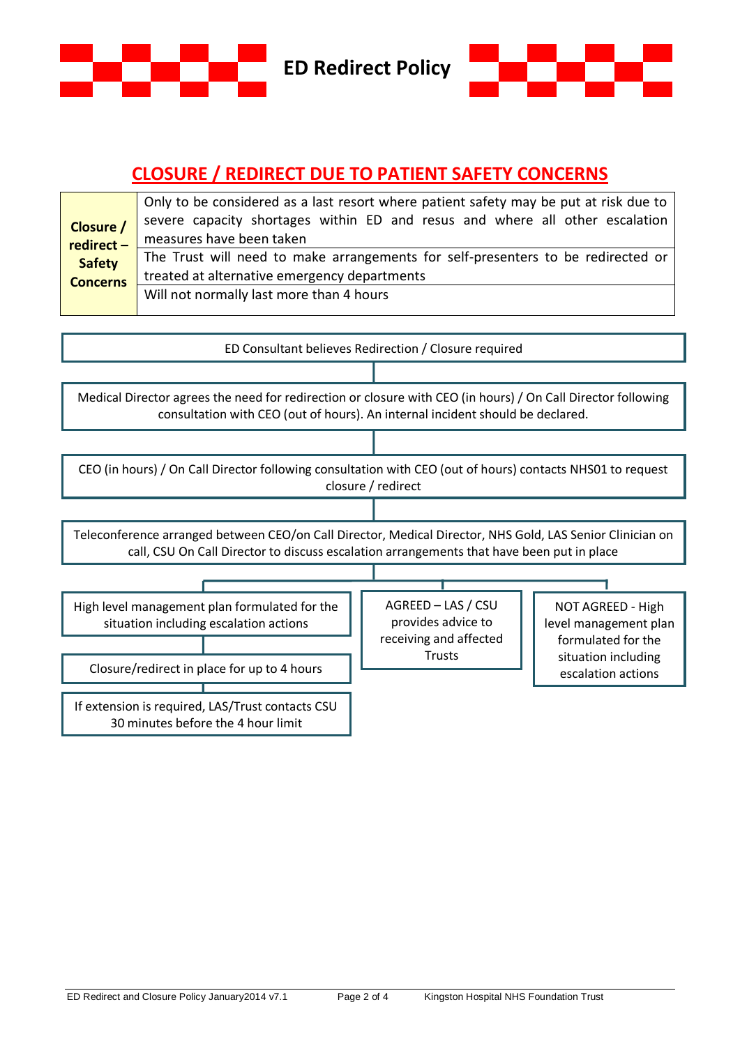# CLOSURE / REDIRECT DUE TO PATIENT SAFETY CONCERNS

| | |
|---|---|
| **Closure / redirect – Safety Concerns** | Only to be considered as a last resort where patient safety may be put at risk due to severe capacity shortages within ED and resus and where all other escalation measures have been taken |
| | The Trust will need to make arrangements for self-presenters to be redirected or treated at alternative emergency departments |
| | Will not normally last more than 4 hours |

ED Consultant believes Redirection / Closure required

Medical Director agrees the need for redirection or closure with CEO (in hours) / On Call Director following consultation with CEO (out of hours). An internal incident should be declared.

CEO (in hours) / On Call Director following consultation with CEO (out of hours) contacts NHS01 to request closure / redirect

Teleconference arranged between CEO/on Call Director, Medical Director, NHS Gold, LAS Senior Clinician on call, CSU On Call Director to discuss escalation arrangements that have been put in place

- High level management plan formulated for the situation including escalation actions
  - Closure/redirect in place for up to 4 hours
  - If extension is required, LAS/Trust contacts CSU 30 minutes before the 4 hour limit
- AGREED – LAS / CSU provides advice to receiving and affected Trusts
- NOT AGREED - High level management plan formulated for the situation including escalation actions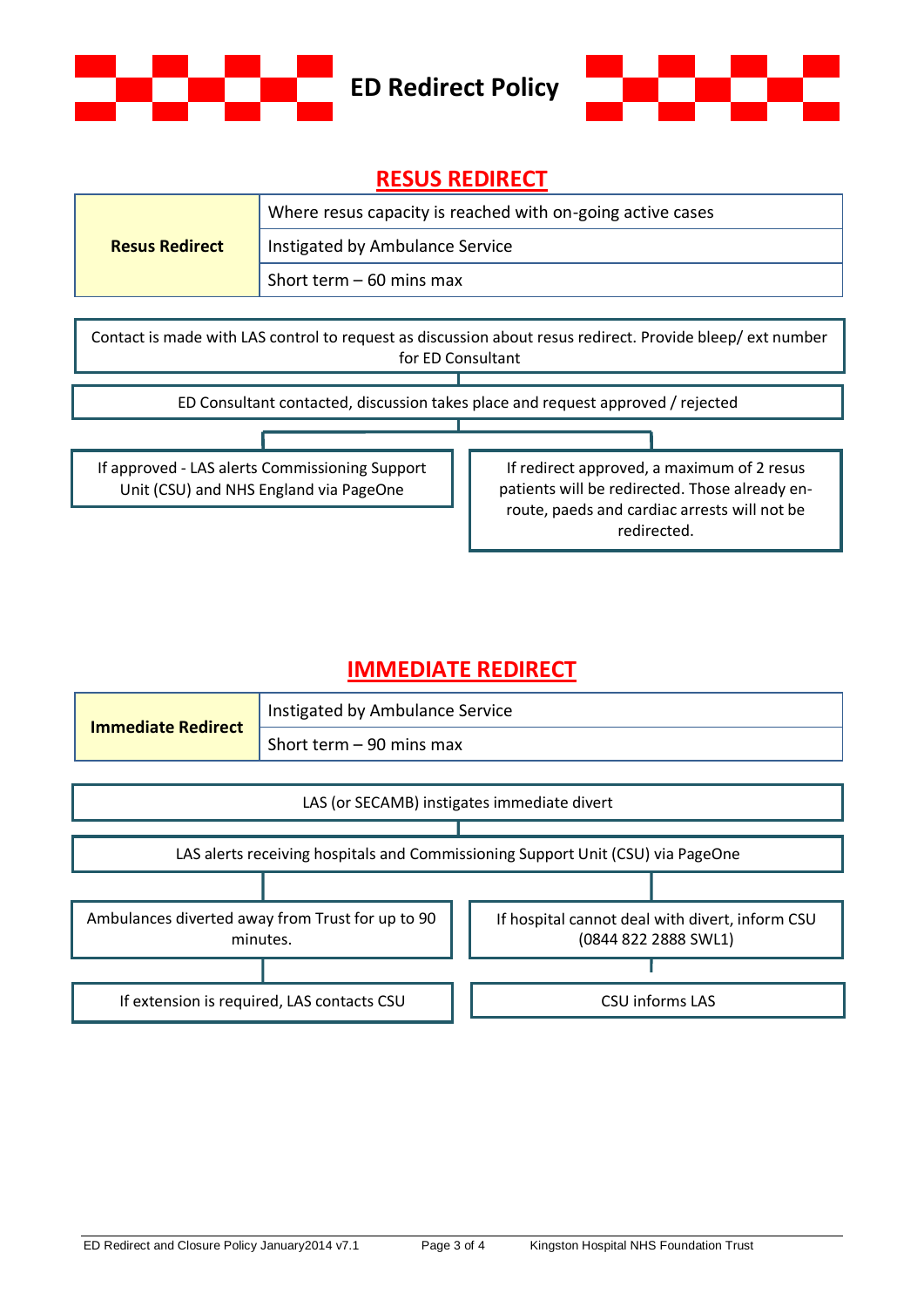# ED Redirect Policy

## RESUS REDIRECT

| Resus Redirect | |
|---|---|
| | Where resus capacity is reached with on-going active cases |
| | Instigated by Ambulance Service |
| | Short term – 60 mins max |

Contact is made with LAS control to request as discussion about resus redirect. Provide bleep/ ext number for ED Consultant

ED Consultant contacted, discussion takes place and request approved / rejected

If approved - LAS alerts Commissioning Support Unit (CSU) and NHS England via PageOne

If redirect approved, a maximum of 2 resus patients will be redirected. Those already en-route, paeds and cardiac arrests will not be redirected.

## IMMEDIATE REDIRECT

| Immediate Redirect | |
|---|---|
| | Instigated by Ambulance Service |
| | Short term – 90 mins max |

LAS (or SECAMB) instigates immediate divert

LAS alerts receiving hospitals and Commissioning Support Unit (CSU) via PageOne

Ambulances diverted away from Trust for up to 90 minutes.

If extension is required, LAS contacts CSU

If hospital cannot deal with divert, inform CSU (0844 822 2888 SWL1)

CSU informs LAS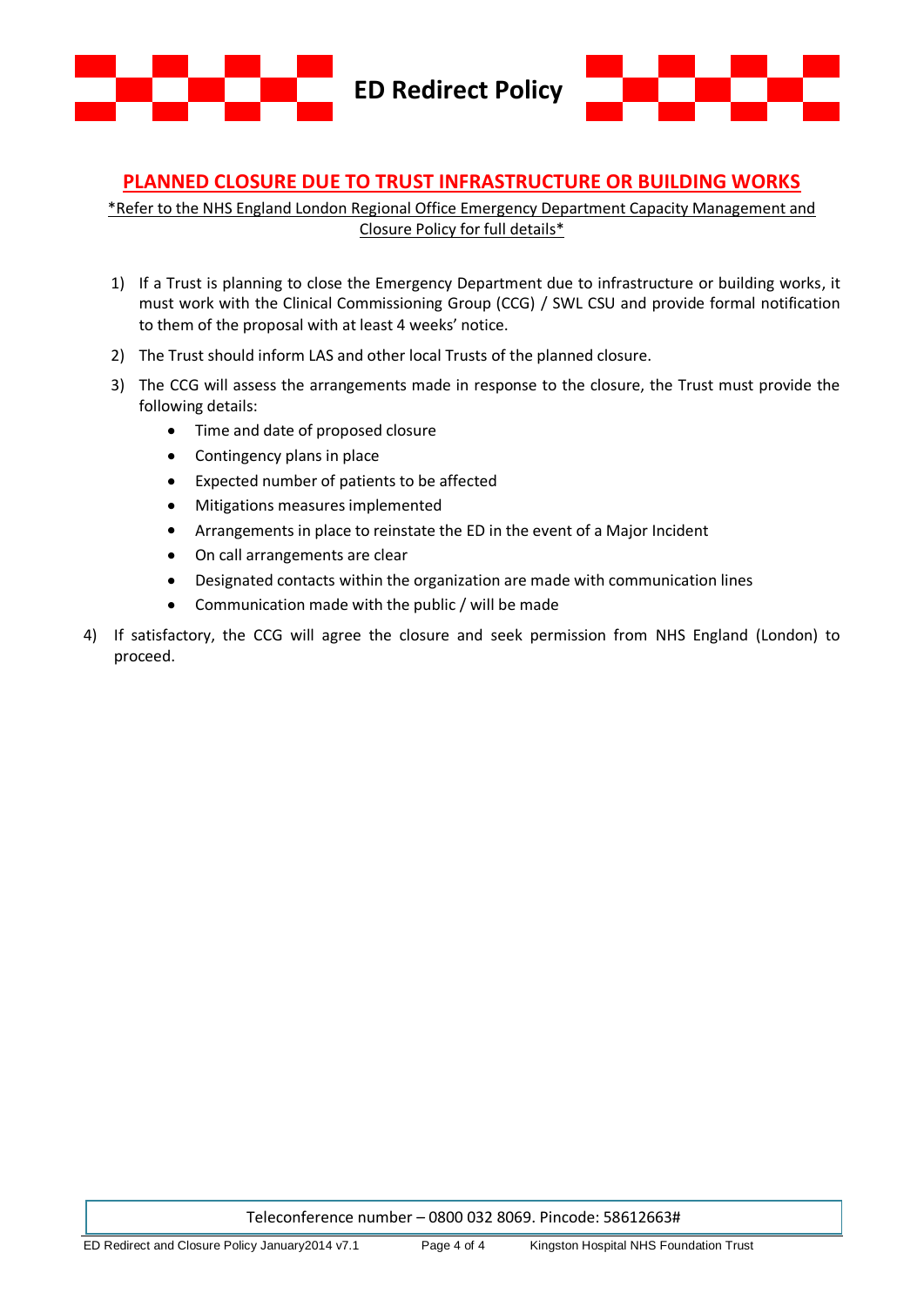## PLANNED CLOSURE DUE TO TRUST INFRASTRUCTURE OR BUILDING WORKS

*Refer to the NHS England London Regional Office Emergency Department Capacity Management and Closure Policy for full details*

1) If a Trust is planning to close the Emergency Department due to infrastructure or building works, it must work with the Clinical Commissioning Group (CCG) / SWL CSU and provide formal notification to them of the proposal with at least 4 weeks' notice.
2) The Trust should inform LAS and other local Trusts of the planned closure.
3) The CCG will assess the arrangements made in response to the closure, the Trust must provide the following details:
    - Time and date of proposed closure
    - Contingency plans in place
    - Expected number of patients to be affected
    - Mitigations measures implemented
    - Arrangements in place to reinstate the ED in the event of a Major Incident
    - On call arrangements are clear
    - Designated contacts within the organization are made with communication lines
    - Communication made with the public / will be made
4) If satisfactory, the CCG will agree the closure and seek permission from NHS England (London) to proceed.

Teleconference number – 0800 032 8069. Pincode: 58612663#